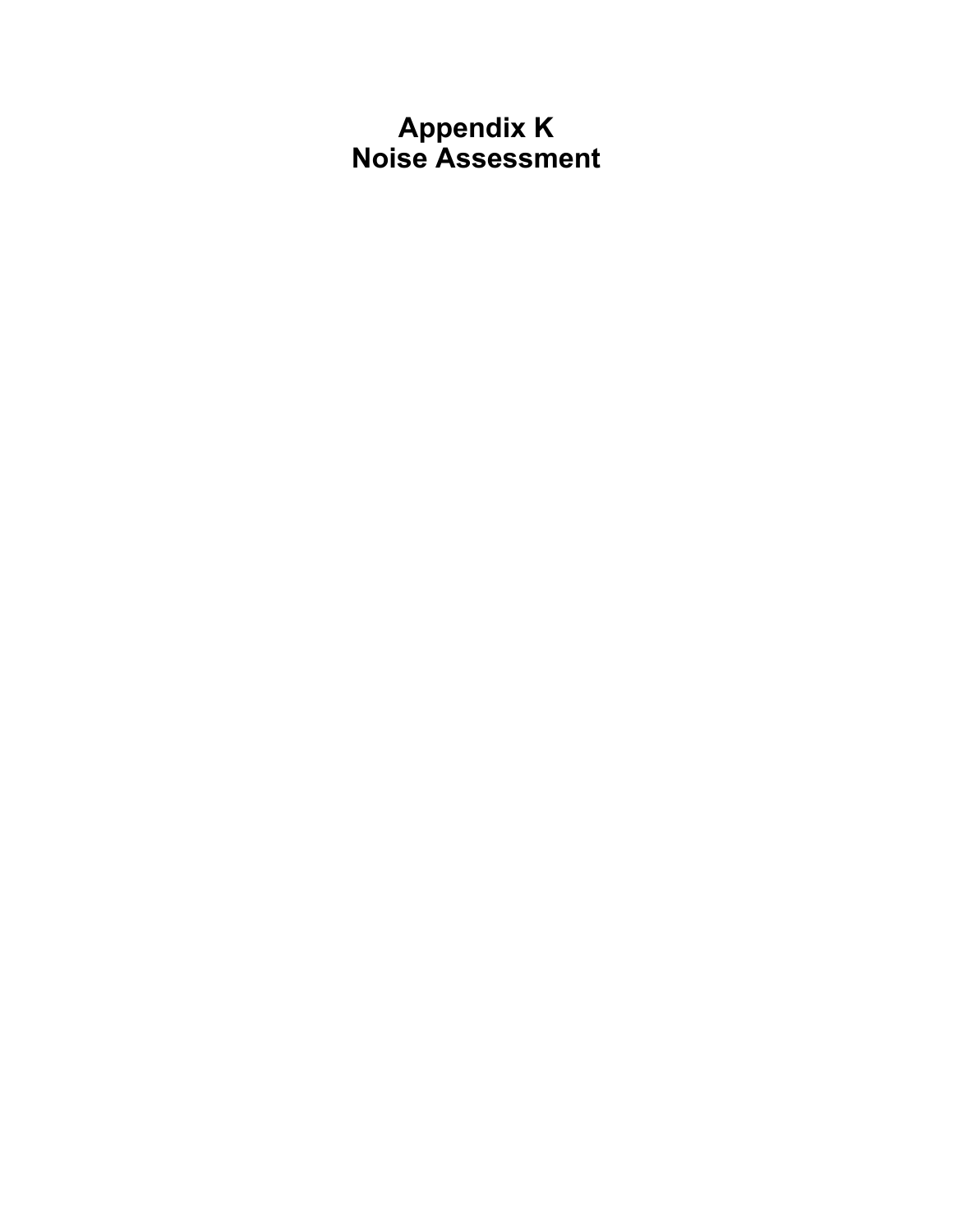# Appendix K
# Noise Assessment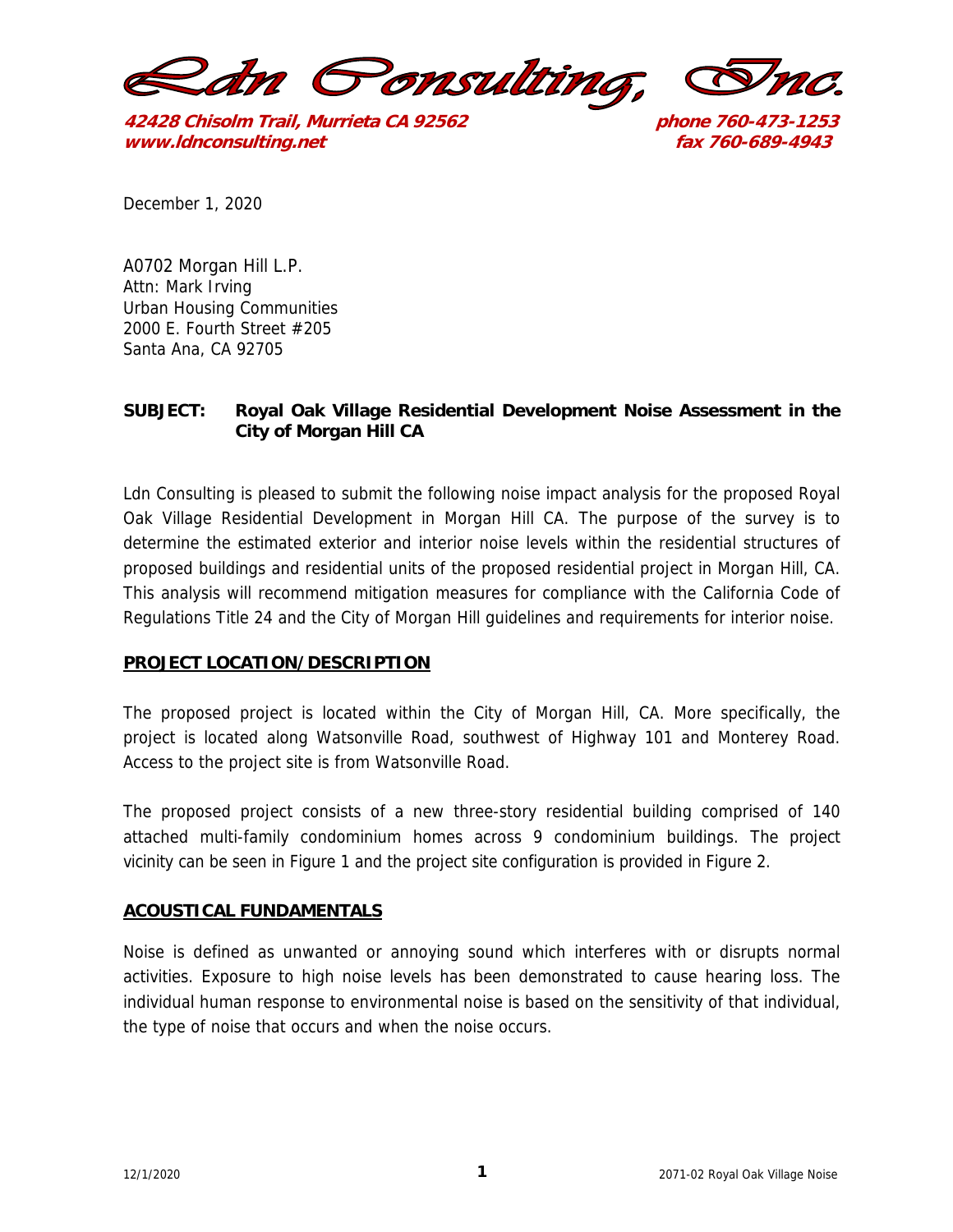# Ldn Consulting, Inc.

**42428 Chisolm Trail, Murrieta CA 92562** **phone 760-473-1253**
**www.ldnconsulting.net** **fax 760-689-4943**

December 1, 2020

A0702 Morgan Hill L.P.
Attn: Mark Irving
Urban Housing Communities
2000 E. Fourth Street #205
Santa Ana, CA 92705

**SUBJECT: Royal Oak Village Residential Development Noise Assessment in the City of Morgan Hill CA**

Ldn Consulting is pleased to submit the following noise impact analysis for the proposed Royal Oak Village Residential Development in Morgan Hill CA. The purpose of the survey is to determine the estimated exterior and interior noise levels within the residential structures of proposed buildings and residential units of the proposed residential project in Morgan Hill, CA. This analysis will recommend mitigation measures for compliance with the California Code of Regulations Title 24 and the City of Morgan Hill guidelines and requirements for interior noise.

## PROJECT LOCATION/DESCRIPTION

The proposed project is located within the City of Morgan Hill, CA. More specifically, the project is located along Watsonville Road, southwest of Highway 101 and Monterey Road. Access to the project site is from Watsonville Road.

The proposed project consists of a new three-story residential building comprised of 140 attached multi-family condominium homes across 9 condominium buildings. The project vicinity can be seen in Figure 1 and the project site configuration is provided in Figure 2.

## ACOUSTICAL FUNDAMENTALS

Noise is defined as unwanted or annoying sound which interferes with or disrupts normal activities. Exposure to high noise levels has been demonstrated to cause hearing loss. The individual human response to environmental noise is based on the sensitivity of that individual, the type of noise that occurs and when the noise occurs.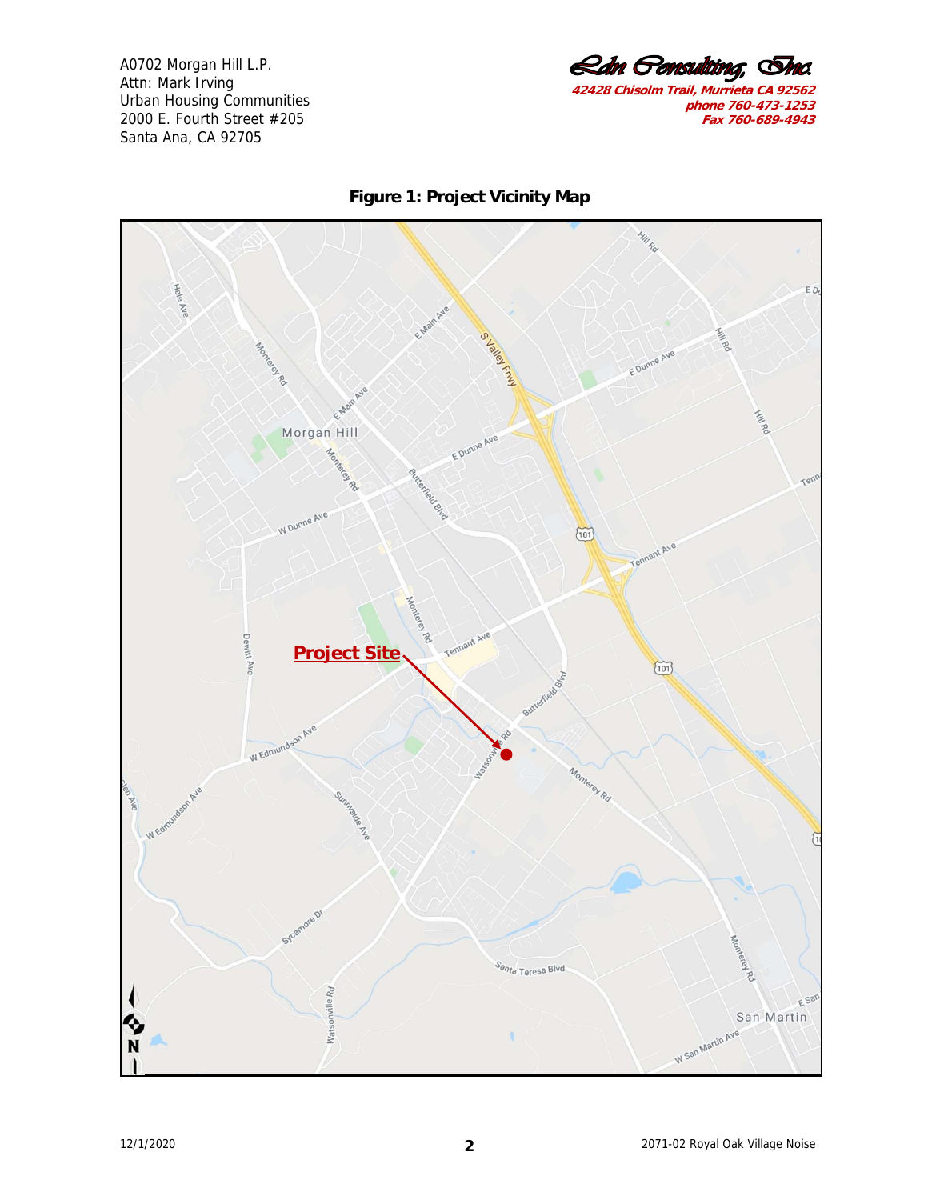A0702 Morgan Hill L.P.
Attn: Mark Irving
Urban Housing Communities
2000 E. Fourth Street #205
Santa Ana, CA 92705

Ldn Consulting, Inc.
42428 Chisolm Trail, Murrieta CA 92562
phone 760-473-1253
Fax 760-689-4943

**Figure 1: Project Vicinity Map**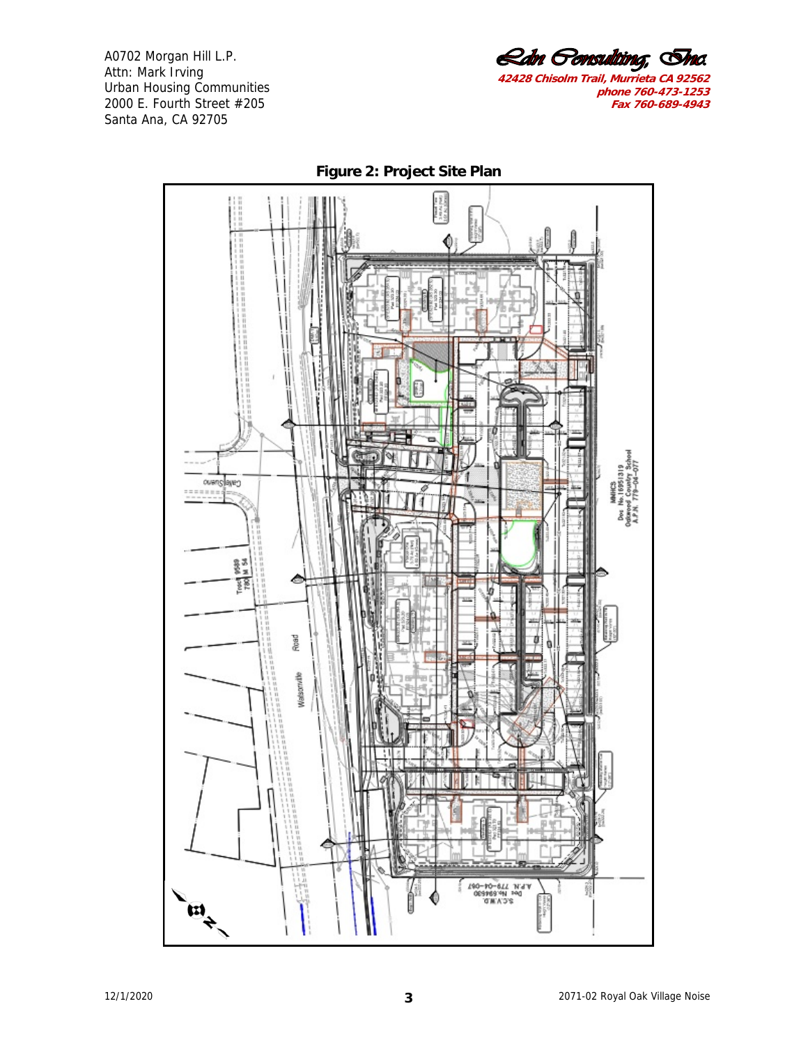A0702 Morgan Hill L.P.
Attn: Mark Irving
Urban Housing Communities
2000 E. Fourth Street #205
Santa Ana, CA 92705

**Figure 2: Project Site Plan**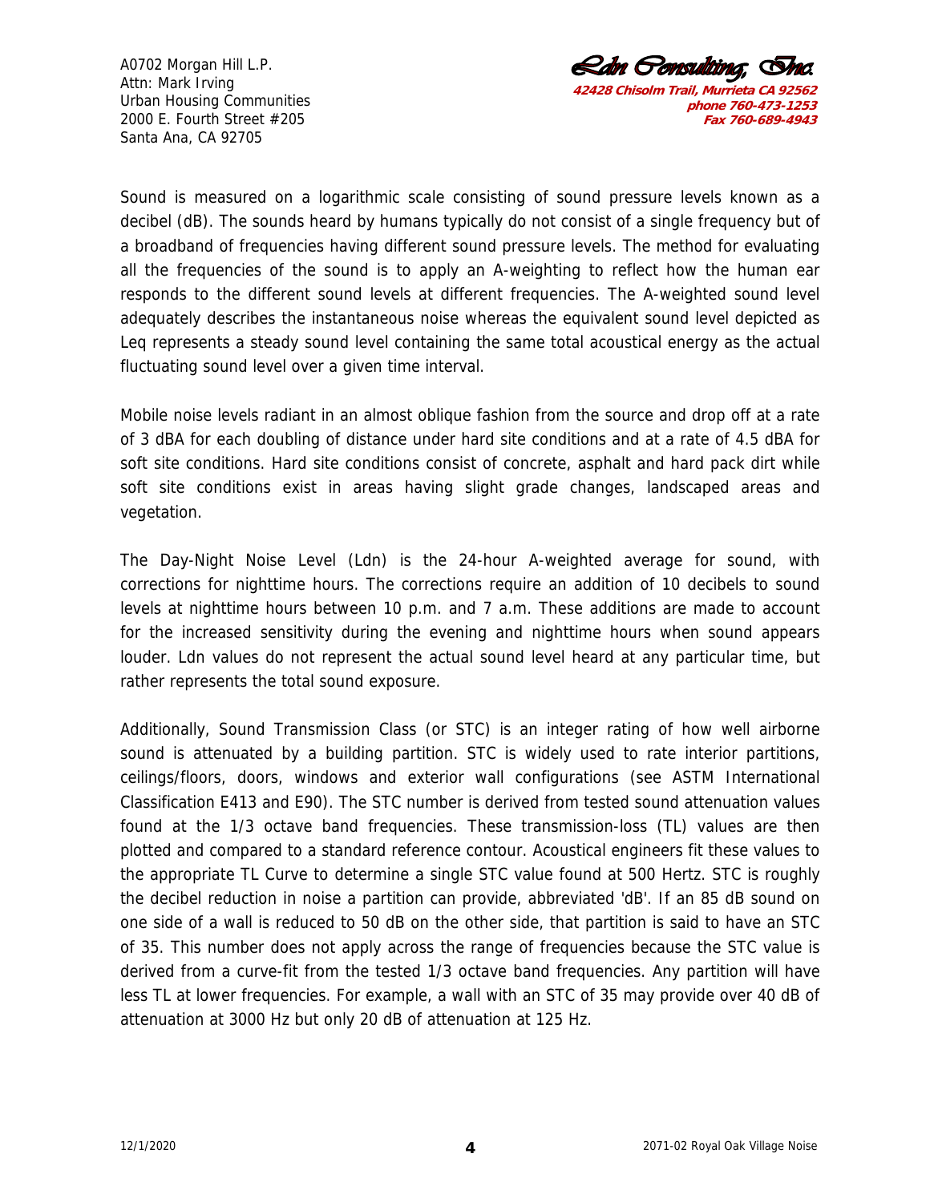Sound is measured on a logarithmic scale consisting of sound pressure levels known as a decibel (dB). The sounds heard by humans typically do not consist of a single frequency but of a broadband of frequencies having different sound pressure levels. The method for evaluating all the frequencies of the sound is to apply an A-weighting to reflect how the human ear responds to the different sound levels at different frequencies. The A-weighted sound level adequately describes the instantaneous noise whereas the equivalent sound level depicted as Leq represents a steady sound level containing the same total acoustical energy as the actual fluctuating sound level over a given time interval.

Mobile noise levels radiant in an almost oblique fashion from the source and drop off at a rate of 3 dBA for each doubling of distance under hard site conditions and at a rate of 4.5 dBA for soft site conditions. Hard site conditions consist of concrete, asphalt and hard pack dirt while soft site conditions exist in areas having slight grade changes, landscaped areas and vegetation.

The Day-Night Noise Level (Ldn) is the 24-hour A-weighted average for sound, with corrections for nighttime hours. The corrections require an addition of 10 decibels to sound levels at nighttime hours between 10 p.m. and 7 a.m. These additions are made to account for the increased sensitivity during the evening and nighttime hours when sound appears louder. Ldn values do not represent the actual sound level heard at any particular time, but rather represents the total sound exposure.

Additionally, Sound Transmission Class (or STC) is an integer rating of how well airborne sound is attenuated by a building partition. STC is widely used to rate interior partitions, ceilings/floors, doors, windows and exterior wall configurations (see ASTM International Classification E413 and E90). The STC number is derived from tested sound attenuation values found at the 1/3 octave band frequencies. These transmission-loss (TL) values are then plotted and compared to a standard reference contour. Acoustical engineers fit these values to the appropriate TL Curve to determine a single STC value found at 500 Hertz. STC is roughly the decibel reduction in noise a partition can provide, abbreviated 'dB'. If an 85 dB sound on one side of a wall is reduced to 50 dB on the other side, that partition is said to have an STC of 35. This number does not apply across the range of frequencies because the STC value is derived from a curve-fit from the tested 1/3 octave band frequencies. Any partition will have less TL at lower frequencies. For example, a wall with an STC of 35 may provide over 40 dB of attenuation at 3000 Hz but only 20 dB of attenuation at 125 Hz.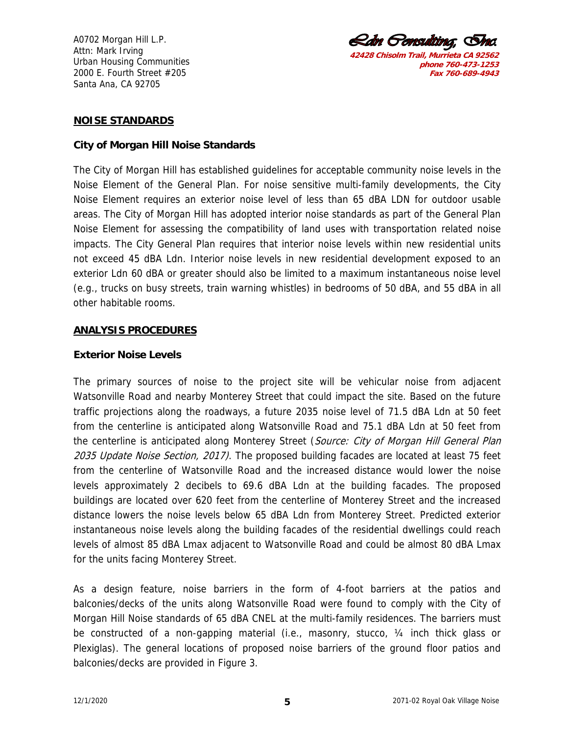A0702 Morgan Hill L.P.
Attn: Mark Irving
Urban Housing Communities
2000 E. Fourth Street #205
Santa Ana, CA 92705

**Ldn Consulting, Inc.**
**42428 Chisolm Trail, Murrieta CA 92562**
**phone 760-473-1253**
**Fax 760-689-4943**

## NOISE STANDARDS

### City of Morgan Hill Noise Standards

The City of Morgan Hill has established guidelines for acceptable community noise levels in the Noise Element of the General Plan. For noise sensitive multi-family developments, the City Noise Element requires an exterior noise level of less than 65 dBA LDN for outdoor usable areas. The City of Morgan Hill has adopted interior noise standards as part of the General Plan Noise Element for assessing the compatibility of land uses with transportation related noise impacts. The City General Plan requires that interior noise levels within new residential units not exceed 45 dBA Ldn. Interior noise levels in new residential development exposed to an exterior Ldn 60 dBA or greater should also be limited to a maximum instantaneous noise level (e.g., trucks on busy streets, train warning whistles) in bedrooms of 50 dBA, and 55 dBA in all other habitable rooms.

## ANALYSIS PROCEDURES

### Exterior Noise Levels

The primary sources of noise to the project site will be vehicular noise from adjacent Watsonville Road and nearby Monterey Street that could impact the site. Based on the future traffic projections along the roadways, a future 2035 noise level of 71.5 dBA Ldn at 50 feet from the centerline is anticipated along Watsonville Road and 75.1 dBA Ldn at 50 feet from the centerline is anticipated along Monterey Street (*Source: City of Morgan Hill General Plan 2035 Update Noise Section, 2017)*. The proposed building facades are located at least 75 feet from the centerline of Watsonville Road and the increased distance would lower the noise levels approximately 2 decibels to 69.6 dBA Ldn at the building facades. The proposed buildings are located over 620 feet from the centerline of Monterey Street and the increased distance lowers the noise levels below 65 dBA Ldn from Monterey Street. Predicted exterior instantaneous noise levels along the building facades of the residential dwellings could reach levels of almost 85 dBA Lmax adjacent to Watsonville Road and could be almost 80 dBA Lmax for the units facing Monterey Street.

As a design feature, noise barriers in the form of 4-foot barriers at the patios and balconies/decks of the units along Watsonville Road were found to comply with the City of Morgan Hill Noise standards of 65 dBA CNEL at the multi-family residences. The barriers must be constructed of a non-gapping material (i.e., masonry, stucco, ¼ inch thick glass or Plexiglas). The general locations of proposed noise barriers of the ground floor patios and balconies/decks are provided in Figure 3.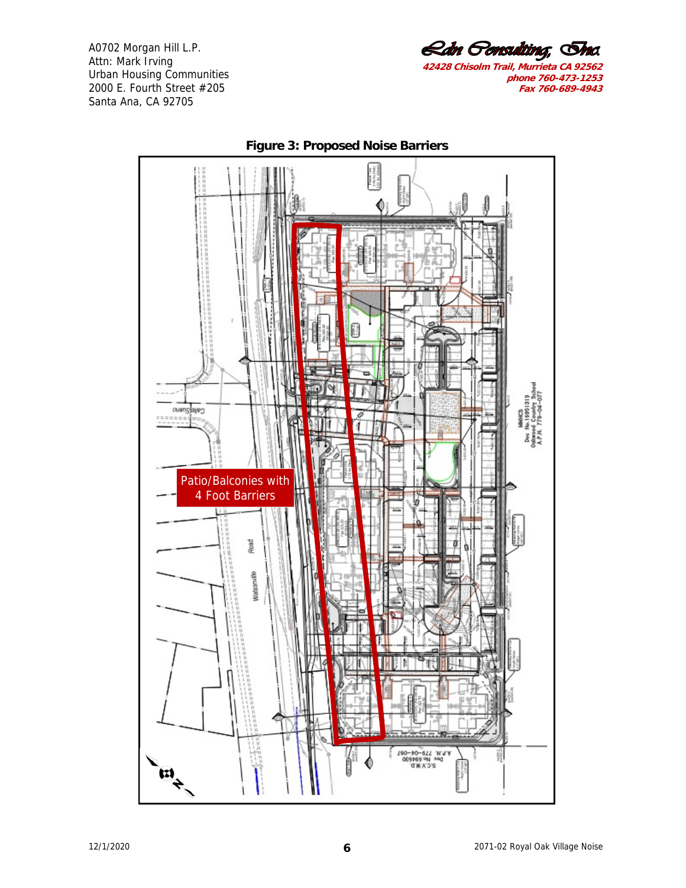A0702 Morgan Hill L.P.
Attn: Mark Irving
Urban Housing Communities
2000 E. Fourth Street #205
Santa Ana, CA 92705

Ldn Consulting, Inc.
42428 Chisolm Trail, Murrieta CA 92562
phone 760-473-1253
Fax 760-689-4943

**Figure 3: Proposed Noise Barriers**

Patio/Balconies with 4 Foot Barriers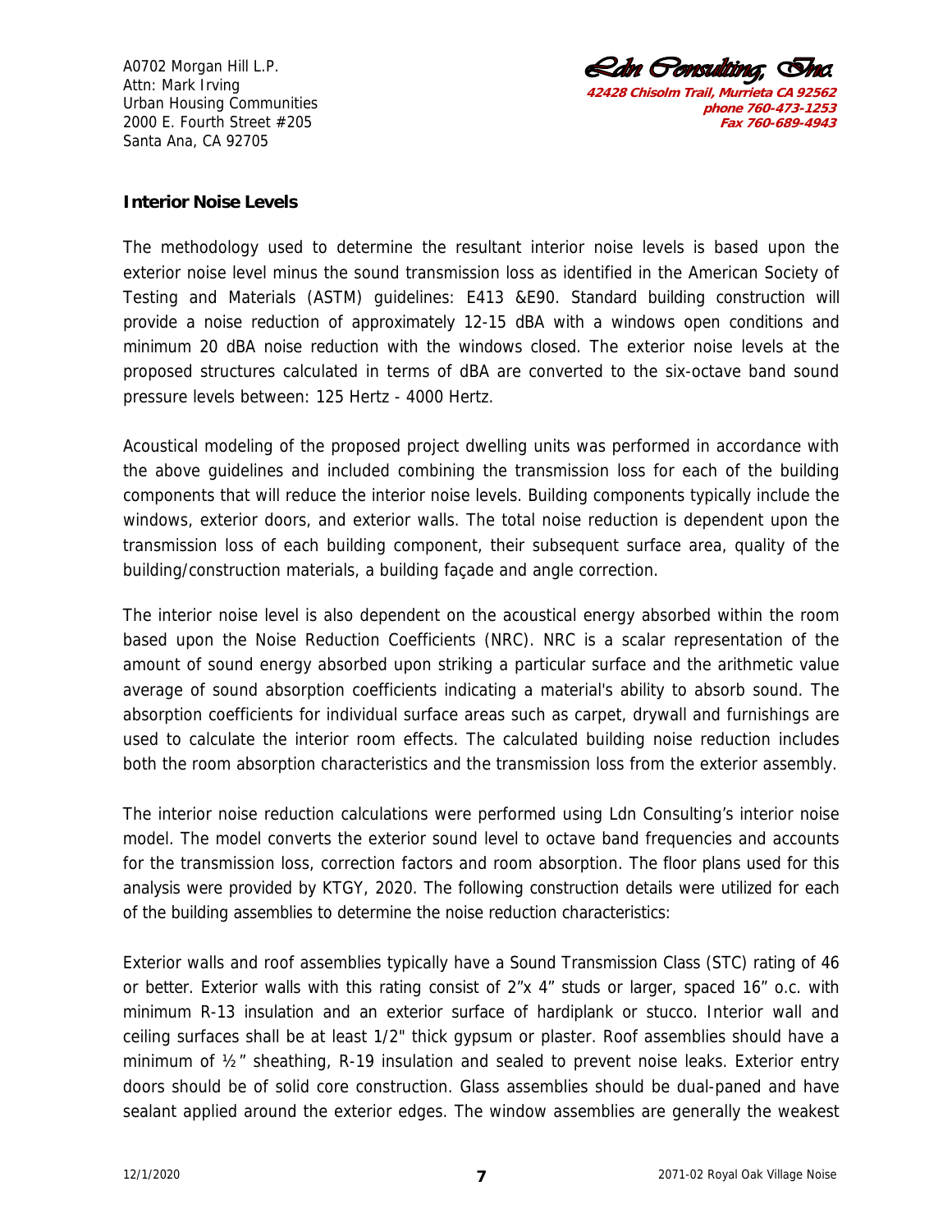## Interior Noise Levels

The methodology used to determine the resultant interior noise levels is based upon the exterior noise level minus the sound transmission loss as identified in the American Society of Testing and Materials (ASTM) guidelines: E413 &E90. Standard building construction will provide a noise reduction of approximately 12-15 dBA with a windows open conditions and minimum 20 dBA noise reduction with the windows closed. The exterior noise levels at the proposed structures calculated in terms of dBA are converted to the six-octave band sound pressure levels between: 125 Hertz - 4000 Hertz.

Acoustical modeling of the proposed project dwelling units was performed in accordance with the above guidelines and included combining the transmission loss for each of the building components that will reduce the interior noise levels. Building components typically include the windows, exterior doors, and exterior walls. The total noise reduction is dependent upon the transmission loss of each building component, their subsequent surface area, quality of the building/construction materials, a building façade and angle correction.

The interior noise level is also dependent on the acoustical energy absorbed within the room based upon the Noise Reduction Coefficients (NRC). NRC is a scalar representation of the amount of sound energy absorbed upon striking a particular surface and the arithmetic value average of sound absorption coefficients indicating a material's ability to absorb sound. The absorption coefficients for individual surface areas such as carpet, drywall and furnishings are used to calculate the interior room effects. The calculated building noise reduction includes both the room absorption characteristics and the transmission loss from the exterior assembly.

The interior noise reduction calculations were performed using Ldn Consulting's interior noise model. The model converts the exterior sound level to octave band frequencies and accounts for the transmission loss, correction factors and room absorption. The floor plans used for this analysis were provided by KTGY, 2020. The following construction details were utilized for each of the building assemblies to determine the noise reduction characteristics:

Exterior walls and roof assemblies typically have a Sound Transmission Class (STC) rating of 46 or better. Exterior walls with this rating consist of 2"x 4" studs or larger, spaced 16" o.c. with minimum R-13 insulation and an exterior surface of hardiplank or stucco. Interior wall and ceiling surfaces shall be at least 1/2" thick gypsum or plaster. Roof assemblies should have a minimum of ½ " sheathing, R-19 insulation and sealed to prevent noise leaks. Exterior entry doors should be of solid core construction. Glass assemblies should be dual-paned and have sealant applied around the exterior edges. The window assemblies are generally the weakest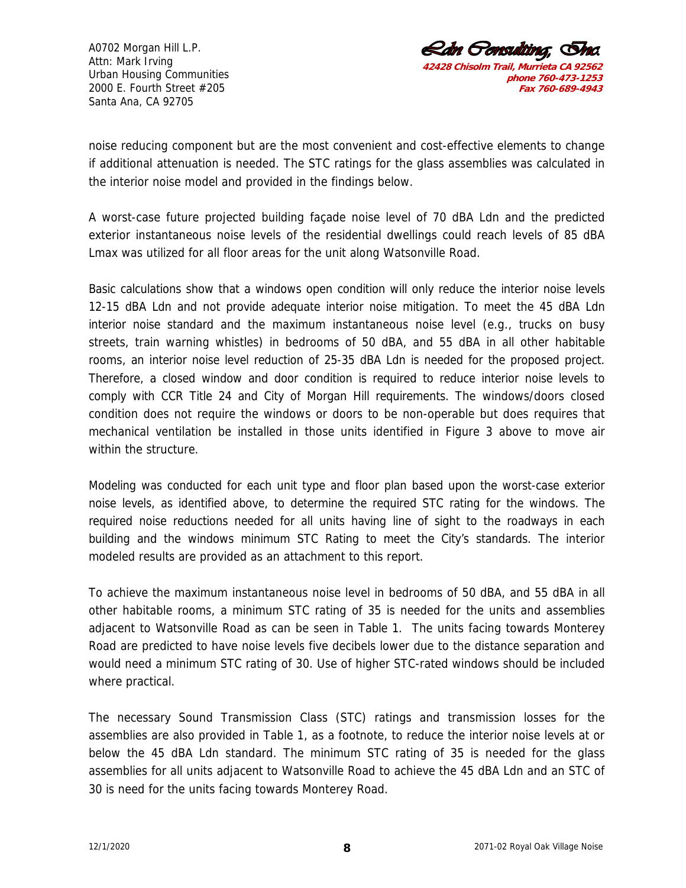noise reducing component but are the most convenient and cost-effective elements to change if additional attenuation is needed. The STC ratings for the glass assemblies was calculated in the interior noise model and provided in the findings below.

A worst-case future projected building façade noise level of 70 dBA Ldn and the predicted exterior instantaneous noise levels of the residential dwellings could reach levels of 85 dBA Lmax was utilized for all floor areas for the unit along Watsonville Road.

Basic calculations show that a windows open condition will only reduce the interior noise levels 12-15 dBA Ldn and not provide adequate interior noise mitigation. To meet the 45 dBA Ldn interior noise standard and the maximum instantaneous noise level (e.g., trucks on busy streets, train warning whistles) in bedrooms of 50 dBA, and 55 dBA in all other habitable rooms, an interior noise level reduction of 25-35 dBA Ldn is needed for the proposed project. Therefore, a closed window and door condition is required to reduce interior noise levels to comply with CCR Title 24 and City of Morgan Hill requirements. The windows/doors closed condition does not require the windows or doors to be non-operable but does requires that mechanical ventilation be installed in those units identified in Figure 3 above to move air within the structure.

Modeling was conducted for each unit type and floor plan based upon the worst-case exterior noise levels, as identified above, to determine the required STC rating for the windows. The required noise reductions needed for all units having line of sight to the roadways in each building and the windows minimum STC Rating to meet the City's standards. The interior modeled results are provided as an attachment to this report.

To achieve the maximum instantaneous noise level in bedrooms of 50 dBA, and 55 dBA in all other habitable rooms, a minimum STC rating of 35 is needed for the units and assemblies adjacent to Watsonville Road as can be seen in Table 1. The units facing towards Monterey Road are predicted to have noise levels five decibels lower due to the distance separation and would need a minimum STC rating of 30. Use of higher STC-rated windows should be included where practical.

The necessary Sound Transmission Class (STC) ratings and transmission losses for the assemblies are also provided in Table 1, as a footnote, to reduce the interior noise levels at or below the 45 dBA Ldn standard. The minimum STC rating of 35 is needed for the glass assemblies for all units adjacent to Watsonville Road to achieve the 45 dBA Ldn and an STC of 30 is need for the units facing towards Monterey Road.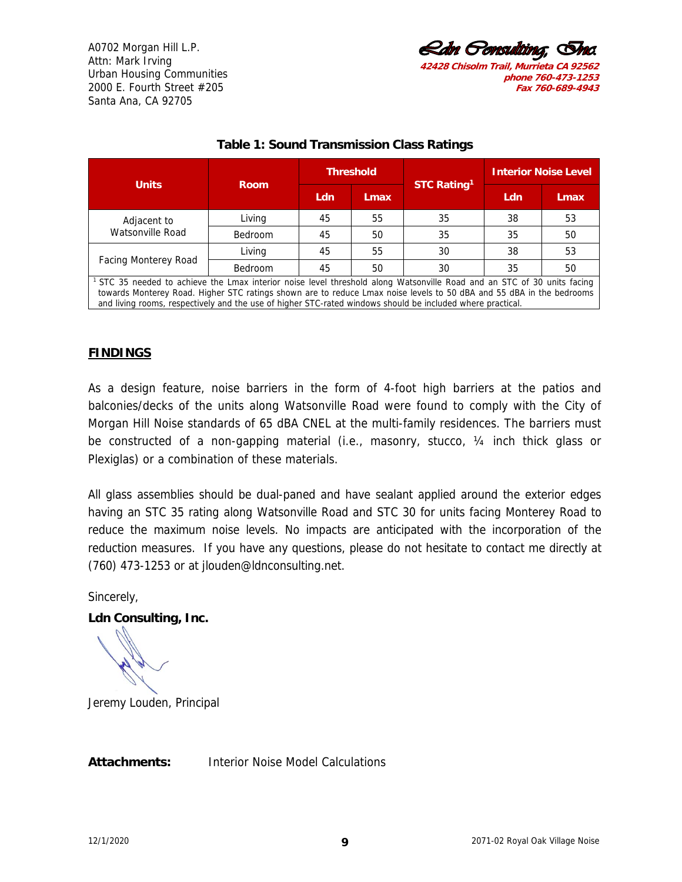A0702 Morgan Hill L.P.
Attn: Mark Irving
Urban Housing Communities
2000 E. Fourth Street #205
Santa Ana, CA 92705

*Ldn Consulting, Inc.*
**42428 Chisolm Trail, Murrieta CA 92562**
**phone 760-473-1253**
**Fax 760-689-4943**

**Table 1: Sound Transmission Class Ratings**

| Units | Room | Threshold | | STC Rating[1] | Interior Noise Level | |
|---|---|---|---|---|---|---|
| | | Ldn | Lmax | | Ldn | Lmax |
| Adjacent to Watsonville Road | Living | 45 | 55 | 35 | 38 | 53 |
| | Bedroom | 45 | 50 | 35 | 35 | 50 |
| Facing Monterey Road | Living | 45 | 55 | 30 | 38 | 53 |
| | Bedroom | 45 | 50 | 30 | 35 | 50 |

[1] STC 35 needed to achieve the Lmax interior noise level threshold along Watsonville Road and an STC of 30 units facing towards Monterey Road. Higher STC ratings shown are to reduce Lmax noise levels to 50 dBA and 55 dBA in the bedrooms and living rooms, respectively and the use of higher STC-rated windows should be included where practical.

## FINDINGS

As a design feature, noise barriers in the form of 4-foot high barriers at the patios and balconies/decks of the units along Watsonville Road were found to comply with the City of Morgan Hill Noise standards of 65 dBA CNEL at the multi-family residences. The barriers must be constructed of a non-gapping material (i.e., masonry, stucco, ¼ inch thick glass or Plexiglas) or a combination of these materials.

All glass assemblies should be dual-paned and have sealant applied around the exterior edges having an STC 35 rating along Watsonville Road and STC 30 for units facing Monterey Road to reduce the maximum noise levels. No impacts are anticipated with the incorporation of the reduction measures. If you have any questions, please do not hesitate to contact me directly at (760) 473-1253 or at jlouden@ldnconsulting.net.

Sincerely,

**Ldn Consulting, Inc.**

Jeremy Louden, Principal

**Attachments:** Interior Noise Model Calculations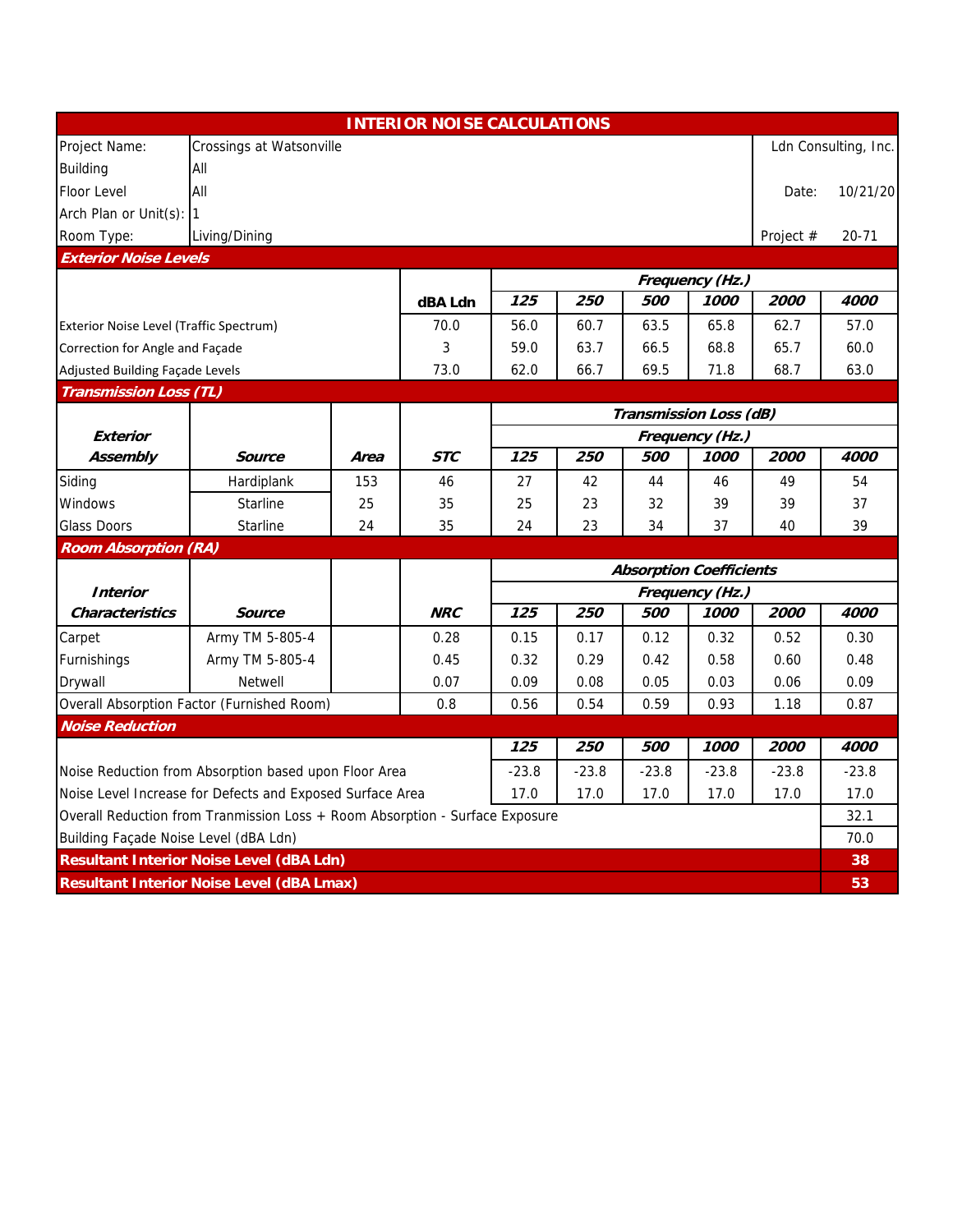# INTERIOR NOISE CALCULATIONS

| | | |
|---|---|---|
| Project Name: | Crossings at Watsonville | Ldn Consulting, Inc. |
| Building | All | |
| Floor Level | All | Date: 10/21/20 |
| Arch Plan or Unit(s): | 1 | |
| Room Type: | Living/Dining | Project # 20-71 |

## *Exterior Noise Levels*

| | dBA Ldn | 125 | 250 | 500 | 1000 | 2000 | 4000 |
|---|---|---|---|---|---|---|---|
| | | **Frequency (Hz.)** | | | | | |
| Exterior Noise Level (Traffic Spectrum) | 70.0 | 56.0 | 60.7 | 63.5 | 65.8 | 62.7 | 57.0 |
| Correction for Angle and Façade | 3 | 59.0 | 63.7 | 66.5 | 68.8 | 65.7 | 60.0 |
| Adjusted Building Façade Levels | 73.0 | 62.0 | 66.7 | 69.5 | 71.8 | 68.7 | 63.0 |

## *Transmission Loss (TL)*

| Exterior Assembly | Source | Area | STC | 125 | 250 | 500 | 1000 | 2000 | 4000 |
|---|---|---|---|---|---|---|---|---|---|
| | | | | **Transmission Loss (dB) — Frequency (Hz.)** | | | | | |
| Siding | Hardiplank | 153 | 46 | 27 | 42 | 44 | 46 | 49 | 54 |
| Windows | Starline | 25 | 35 | 25 | 23 | 32 | 39 | 39 | 37 |
| Glass Doors | Starline | 24 | 35 | 24 | 23 | 34 | 37 | 40 | 39 |

## *Room Absorption (RA)*

| Interior Characteristics | Source | | NRC | 125 | 250 | 500 | 1000 | 2000 | 4000 |
|---|---|---|---|---|---|---|---|---|---|
| | | | | **Absorption Coefficients — Frequency (Hz.)** | | | | | |
| Carpet | Army TM 5-805-4 | | 0.28 | 0.15 | 0.17 | 0.12 | 0.32 | 0.52 | 0.30 |
| Furnishings | Army TM 5-805-4 | | 0.45 | 0.32 | 0.29 | 0.42 | 0.58 | 0.60 | 0.48 |
| Drywall | Netwell | | 0.07 | 0.09 | 0.08 | 0.05 | 0.03 | 0.06 | 0.09 |
| Overall Absorption Factor (Furnished Room) | | | 0.8 | 0.56 | 0.54 | 0.59 | 0.93 | 1.18 | 0.87 |

## *Noise Reduction*

| | 125 | 250 | 500 | 1000 | 2000 | 4000 |
|---|---|---|---|---|---|---|
| Noise Reduction from Absorption based upon Floor Area | -23.8 | -23.8 | -23.8 | -23.8 | -23.8 | -23.8 |
| Noise Level Increase for Defects and Exposed Surface Area | 17.0 | 17.0 | 17.0 | 17.0 | 17.0 | 17.0 |
| Overall Reduction from Tranmission Loss + Room Absorption - Surface Exposure | | | | | | 32.1 |
| Building Façade Noise Level (dBA Ldn) | | | | | | 70.0 |
| **Resultant Interior Noise Level (dBA Ldn)** | | | | | | **38** |
| **Resultant Interior Noise Level (dBA Lmax)** | | | | | | **53** |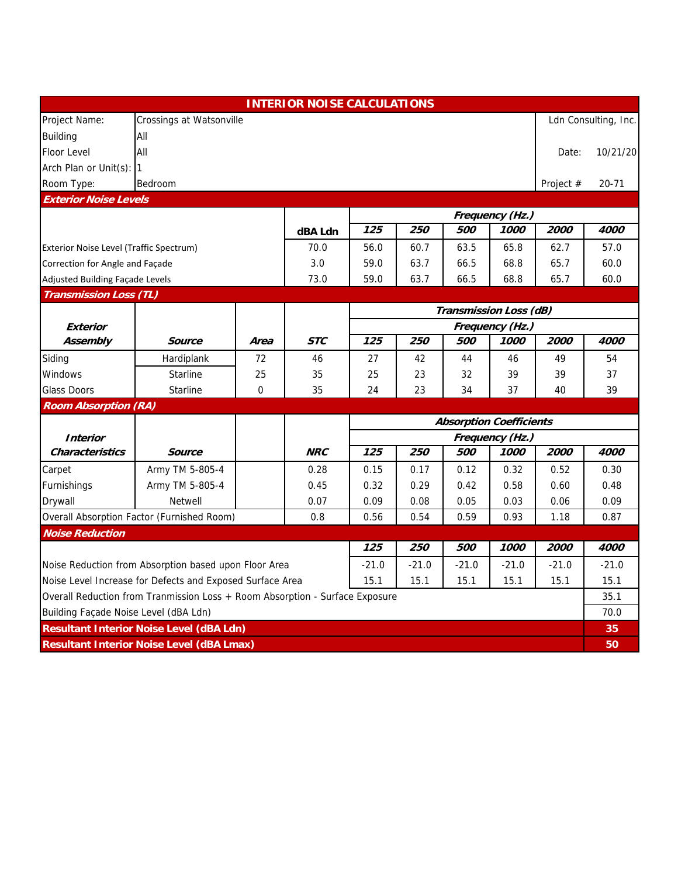# INTERIOR NOISE CALCULATIONS

| | | |
|---|---|---|
| Project Name: | Crossings at Watsonville | Ldn Consulting, Inc. |
| Building | All | |
| Floor Level | All | Date: 10/21/20 |
| Arch Plan or Unit(s): | 1 | |
| Room Type: | Bedroom | Project # 20-71 |

## Exterior Noise Levels

| | dBA Ldn | 125 | 250 | 500 | 1000 | 2000 | 4000 |
|---|---|---|---|---|---|---|---|
| | | **Frequency (Hz.)** | | | | | |
| Exterior Noise Level (Traffic Spectrum) | 70.0 | 56.0 | 60.7 | 63.5 | 65.8 | 62.7 | 57.0 |
| Correction for Angle and Façade | 3.0 | 59.0 | 63.7 | 66.5 | 68.8 | 65.7 | 60.0 |
| Adjusted Building Façade Levels | 73.0 | 59.0 | 63.7 | 66.5 | 68.8 | 65.7 | 60.0 |

## Transmission Loss (TL)

| Exterior Assembly | Source | Area | STC | 125 | 250 | 500 | 1000 | 2000 | 4000 |
|---|---|---|---|---|---|---|---|---|---|
| | | | | **Transmission Loss (dB) — Frequency (Hz.)** | | | | | |
| Siding | Hardiplank | 72 | 46 | 27 | 42 | 44 | 46 | 49 | 54 |
| Windows | Starline | 25 | 35 | 25 | 23 | 32 | 39 | 39 | 37 |
| Glass Doors | Starline | 0 | 35 | 24 | 23 | 34 | 37 | 40 | 39 |

## Room Absorption (RA)

| Interior Characteristics | Source | | NRC | 125 | 250 | 500 | 1000 | 2000 | 4000 |
|---|---|---|---|---|---|---|---|---|---|
| | | | | **Absorption Coefficients — Frequency (Hz.)** | | | | | |
| Carpet | Army TM 5-805-4 | | 0.28 | 0.15 | 0.17 | 0.12 | 0.32 | 0.52 | 0.30 |
| Furnishings | Army TM 5-805-4 | | 0.45 | 0.32 | 0.29 | 0.42 | 0.58 | 0.60 | 0.48 |
| Drywall | Netwell | | 0.07 | 0.09 | 0.08 | 0.05 | 0.03 | 0.06 | 0.09 |
| Overall Absorption Factor (Furnished Room) | | | 0.8 | 0.56 | 0.54 | 0.59 | 0.93 | 1.18 | 0.87 |

## Noise Reduction

| | 125 | 250 | 500 | 1000 | 2000 | 4000 |
|---|---|---|---|---|---|---|
| Noise Reduction from Absorption based upon Floor Area | -21.0 | -21.0 | -21.0 | -21.0 | -21.0 | -21.0 |
| Noise Level Increase for Defects and Exposed Surface Area | 15.1 | 15.1 | 15.1 | 15.1 | 15.1 | 15.1 |

| | |
|---|---|
| Overall Reduction from Tranmission Loss + Room Absorption - Surface Exposure | 35.1 |
| Building Façade Noise Level (dBA Ldn) | 70.0 |
| **Resultant Interior Noise Level (dBA Ldn)** | **35** |
| **Resultant Interior Noise Level (dBA Lmax)** | **50** |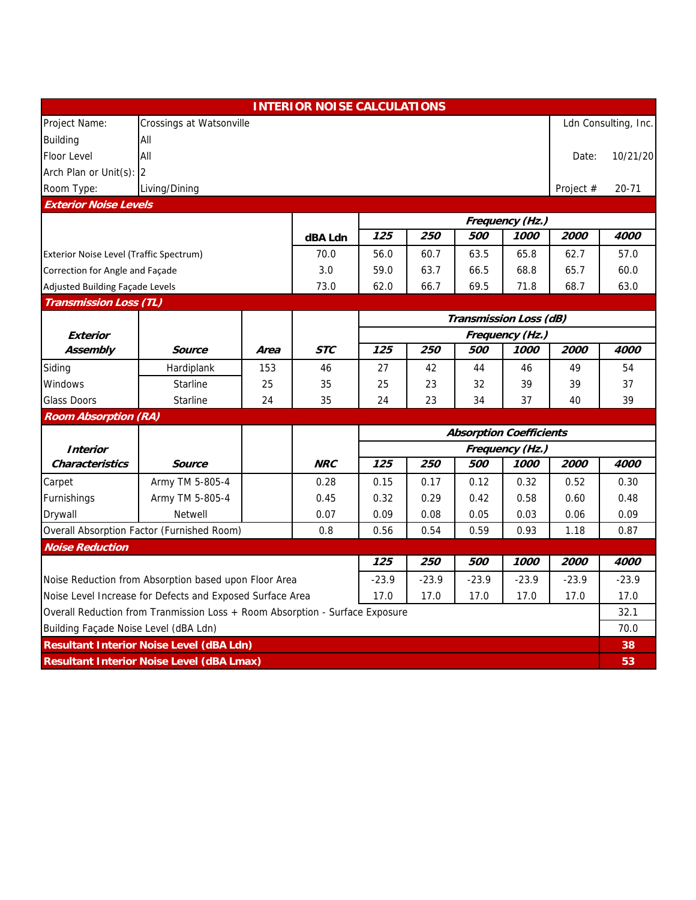# INTERIOR NOISE CALCULATIONS

| | | |
|---|---|---|
| Project Name: | Crossings at Watsonville | Ldn Consulting, Inc. |
| Building | All | |
| Floor Level | All | Date: 10/21/20 |
| Arch Plan or Unit(s): | 2 | |
| Room Type: | Living/Dining | Project # 20-71 |

## Exterior Noise Levels

| | dBA Ldn | 125 | 250 | 500 | 1000 | 2000 | 4000 |
|---|---|---|---|---|---|---|---|
| | | **Frequency (Hz.)** | | | | | |
| Exterior Noise Level (Traffic Spectrum) | 70.0 | 56.0 | 60.7 | 63.5 | 65.8 | 62.7 | 57.0 |
| Correction for Angle and Façade | 3.0 | 59.0 | 63.7 | 66.5 | 68.8 | 65.7 | 60.0 |
| Adjusted Building Façade Levels | 73.0 | 62.0 | 66.7 | 69.5 | 71.8 | 68.7 | 63.0 |

## Transmission Loss (TL)

| Exterior Assembly | Source | Area | STC | 125 | 250 | 500 | 1000 | 2000 | 4000 |
|---|---|---|---|---|---|---|---|---|---|
| | | | | **Transmission Loss (dB) – Frequency (Hz.)** | | | | | |
| Siding | Hardiplank | 153 | 46 | 27 | 42 | 44 | 46 | 49 | 54 |
| Windows | Starline | 25 | 35 | 25 | 23 | 32 | 39 | 39 | 37 |
| Glass Doors | Starline | 24 | 35 | 24 | 23 | 34 | 37 | 40 | 39 |

## Room Absorption (RA)

| Interior Characteristics | Source | | NRC | 125 | 250 | 500 | 1000 | 2000 | 4000 |
|---|---|---|---|---|---|---|---|---|---|
| | | | | **Absorption Coefficients – Frequency (Hz.)** | | | | | |
| Carpet | Army TM 5-805-4 | | 0.28 | 0.15 | 0.17 | 0.12 | 0.32 | 0.52 | 0.30 |
| Furnishings | Army TM 5-805-4 | | 0.45 | 0.32 | 0.29 | 0.42 | 0.58 | 0.60 | 0.48 |
| Drywall | Netwell | | 0.07 | 0.09 | 0.08 | 0.05 | 0.03 | 0.06 | 0.09 |
| Overall Absorption Factor (Furnished Room) | | | 0.8 | 0.56 | 0.54 | 0.59 | 0.93 | 1.18 | 0.87 |

## Noise Reduction

| | 125 | 250 | 500 | 1000 | 2000 | 4000 |
|---|---|---|---|---|---|---|
| Noise Reduction from Absorption based upon Floor Area | -23.9 | -23.9 | -23.9 | -23.9 | -23.9 | -23.9 |
| Noise Level Increase for Defects and Exposed Surface Area | 17.0 | 17.0 | 17.0 | 17.0 | 17.0 | 17.0 |

| | |
|---|---|
| Overall Reduction from Tranmission Loss + Room Absorption - Surface Exposure | 32.1 |
| Building Façade Noise Level (dBA Ldn) | 70.0 |
| **Resultant Interior Noise Level (dBA Ldn)** | **38** |
| **Resultant Interior Noise Level (dBA Lmax)** | **53** |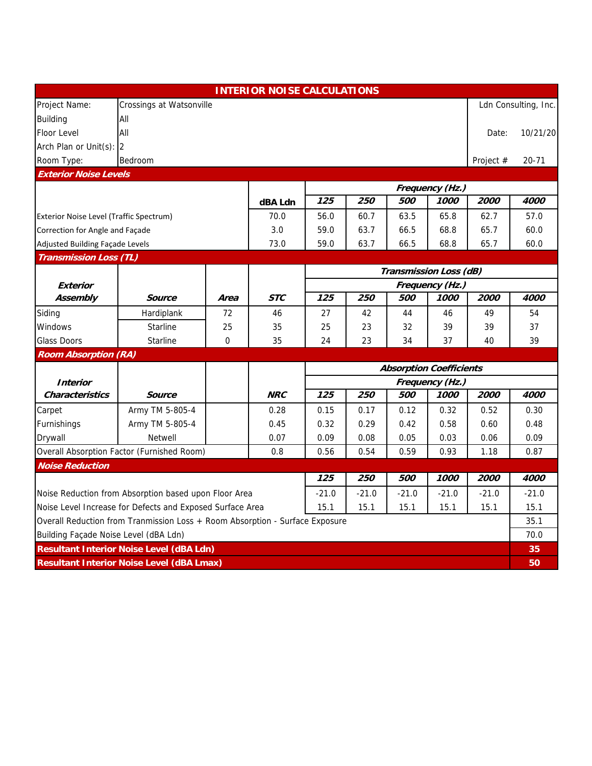# INTERIOR NOISE CALCULATIONS

| | | |
|---|---|---|
| Project Name: | Crossings at Watsonville | Ldn Consulting, Inc. |
| Building | All | |
| Floor Level | All | Date: 10/21/20 |
| Arch Plan or Unit(s): | 2 | |
| Room Type: | Bedroom | Project # 20-71 |

## Exterior Noise Levels

| | dBA Ldn | 125 | 250 | 500 | 1000 | 2000 | 4000 |
|---|---|---|---|---|---|---|---|
| | | Frequency (Hz.) | | | | | |
| Exterior Noise Level (Traffic Spectrum) | 70.0 | 56.0 | 60.7 | 63.5 | 65.8 | 62.7 | 57.0 |
| Correction for Angle and Façade | 3.0 | 59.0 | 63.7 | 66.5 | 68.8 | 65.7 | 60.0 |
| Adjusted Building Façade Levels | 73.0 | 59.0 | 63.7 | 66.5 | 68.8 | 65.7 | 60.0 |

## Transmission Loss (TL)

| Exterior Assembly | Source | Area | STC | 125 | 250 | 500 | 1000 | 2000 | 4000 |
|---|---|---|---|---|---|---|---|---|---|
| | | | | Transmission Loss (dB) Frequency (Hz.) | | | | | |
| Siding | Hardiplank | 72 | 46 | 27 | 42 | 44 | 46 | 49 | 54 |
| Windows | Starline | 25 | 35 | 25 | 23 | 32 | 39 | 39 | 37 |
| Glass Doors | Starline | 0 | 35 | 24 | 23 | 34 | 37 | 40 | 39 |

## Room Absorption (RA)

| Interior Characteristics | Source | | NRC | 125 | 250 | 500 | 1000 | 2000 | 4000 |
|---|---|---|---|---|---|---|---|---|---|
| | | | | Absorption Coefficients Frequency (Hz.) | | | | | |
| Carpet | Army TM 5-805-4 | | 0.28 | 0.15 | 0.17 | 0.12 | 0.32 | 0.52 | 0.30 |
| Furnishings | Army TM 5-805-4 | | 0.45 | 0.32 | 0.29 | 0.42 | 0.58 | 0.60 | 0.48 |
| Drywall | Netwell | | 0.07 | 0.09 | 0.08 | 0.05 | 0.03 | 0.06 | 0.09 |
| Overall Absorption Factor (Furnished Room) | | | 0.8 | 0.56 | 0.54 | 0.59 | 0.93 | 1.18 | 0.87 |

## Noise Reduction

| | 125 | 250 | 500 | 1000 | 2000 | 4000 |
|---|---|---|---|---|---|---|
| Noise Reduction from Absorption based upon Floor Area | -21.0 | -21.0 | -21.0 | -21.0 | -21.0 | -21.0 |
| Noise Level Increase for Defects and Exposed Surface Area | 15.1 | 15.1 | 15.1 | 15.1 | 15.1 | 15.1 |
| Overall Reduction from Tranmission Loss + Room Absorption - Surface Exposure | | | | | | 35.1 |
| Building Façade Noise Level (dBA Ldn) | | | | | | 70.0 |
| **Resultant Interior Noise Level (dBA Ldn)** | | | | | | **35** |
| **Resultant Interior Noise Level (dBA Lmax)** | | | | | | **50** |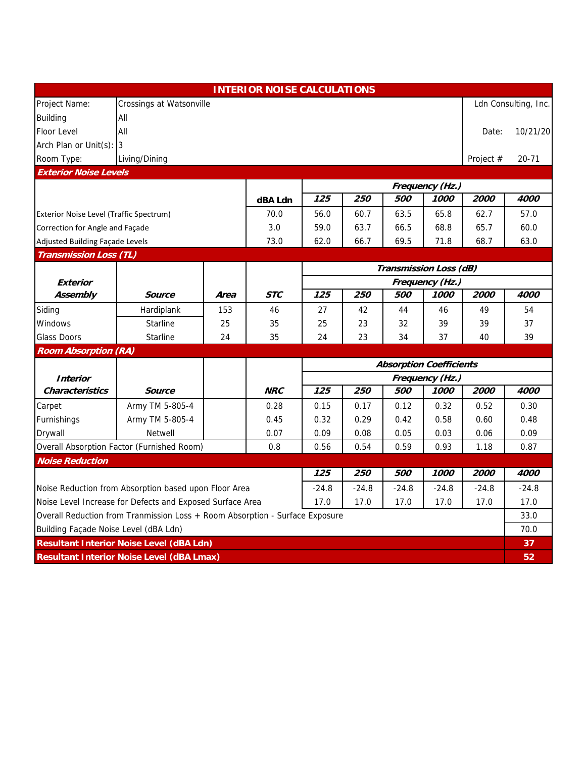# INTERIOR NOISE CALCULATIONS

| | | |
|---|---|---|
| Project Name: | Crossings at Watsonville | Ldn Consulting, Inc. |
| Building | All | |
| Floor Level | All | Date: 10/21/20 |
| Arch Plan or Unit(s): | 3 | |
| Room Type: | Living/Dining | Project # 20-71 |

## Exterior Noise Levels

| | dBA Ldn | Frequency (Hz.) 125 | 250 | 500 | 1000 | 2000 | 4000 |
|---|---|---|---|---|---|---|---|
| Exterior Noise Level (Traffic Spectrum) | 70.0 | 56.0 | 60.7 | 63.5 | 65.8 | 62.7 | 57.0 |
| Correction for Angle and Façade | 3.0 | 59.0 | 63.7 | 66.5 | 68.8 | 65.7 | 60.0 |
| Adjusted Building Façade Levels | 73.0 | 62.0 | 66.7 | 69.5 | 71.8 | 68.7 | 63.0 |

## Transmission Loss (TL)

| Exterior Assembly | Source | Area | STC | Transmission Loss (dB) Frequency (Hz.) 125 | 250 | 500 | 1000 | 2000 | 4000 |
|---|---|---|---|---|---|---|---|---|---|
| Siding | Hardiplank | 153 | 46 | 27 | 42 | 44 | 46 | 49 | 54 |
| Windows | Starline | 25 | 35 | 25 | 23 | 32 | 39 | 39 | 37 |
| Glass Doors | Starline | 24 | 35 | 24 | 23 | 34 | 37 | 40 | 39 |

## Room Absorption (RA)

| Interior Characteristics | Source | NRC | Absorption Coefficients Frequency (Hz.) 125 | 250 | 500 | 1000 | 2000 | 4000 |
|---|---|---|---|---|---|---|---|---|
| Carpet | Army TM 5-805-4 | 0.28 | 0.15 | 0.17 | 0.12 | 0.32 | 0.52 | 0.30 |
| Furnishings | Army TM 5-805-4 | 0.45 | 0.32 | 0.29 | 0.42 | 0.58 | 0.60 | 0.48 |
| Drywall | Netwell | 0.07 | 0.09 | 0.08 | 0.05 | 0.03 | 0.06 | 0.09 |
| Overall Absorption Factor (Furnished Room) | | 0.8 | 0.56 | 0.54 | 0.59 | 0.93 | 1.18 | 0.87 |

## Noise Reduction

| | 125 | 250 | 500 | 1000 | 2000 | 4000 |
|---|---|---|---|---|---|---|
| Noise Reduction from Absorption based upon Floor Area | -24.8 | -24.8 | -24.8 | -24.8 | -24.8 | -24.8 |
| Noise Level Increase for Defects and Exposed Surface Area | 17.0 | 17.0 | 17.0 | 17.0 | 17.0 | 17.0 |

| | |
|---|---|
| Overall Reduction from Tranmission Loss + Room Absorption - Surface Exposure | 33.0 |
| Building Façade Noise Level (dBA Ldn) | 70.0 |
| **Resultant Interior Noise Level (dBA Ldn)** | **37** |
| **Resultant Interior Noise Level (dBA Lmax)** | **52** |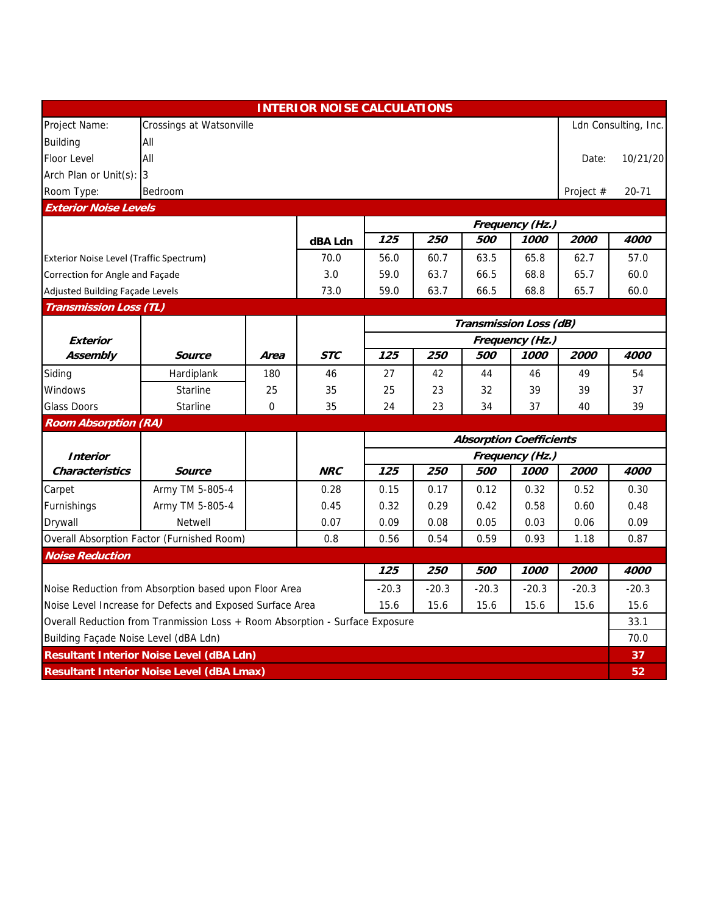# INTERIOR NOISE CALCULATIONS

| | | | |
|---|---|---|---|
| Project Name: | Crossings at Watsonville | Ldn Consulting, Inc. | |
| Building | All | | |
| Floor Level | All | Date: | 10/21/20 |
| Arch Plan or Unit(s): | 3 | | |
| Room Type: | Bedroom | Project # | 20-71 |

## Exterior Noise Levels

| | dBA Ldn | Frequency (Hz.) 125 | 250 | 500 | 1000 | 2000 | 4000 |
|---|---|---|---|---|---|---|---|
| Exterior Noise Level (Traffic Spectrum) | 70.0 | 56.0 | 60.7 | 63.5 | 65.8 | 62.7 | 57.0 |
| Correction for Angle and Façade | 3.0 | 59.0 | 63.7 | 66.5 | 68.8 | 65.7 | 60.0 |
| Adjusted Building Façade Levels | 73.0 | 59.0 | 63.7 | 66.5 | 68.8 | 65.7 | 60.0 |

## Transmission Loss (TL)

| Exterior Assembly | Source | Area | STC | Transmission Loss (dB) Frequency (Hz.) 125 | 250 | 500 | 1000 | 2000 | 4000 |
|---|---|---|---|---|---|---|---|---|---|
| Siding | Hardiplank | 180 | 46 | 27 | 42 | 44 | 46 | 49 | 54 |
| Windows | Starline | 25 | 35 | 25 | 23 | 32 | 39 | 39 | 37 |
| Glass Doors | Starline | 0 | 35 | 24 | 23 | 34 | 37 | 40 | 39 |

## Room Absorption (RA)

| Interior Characteristics | Source | NRC | Absorption Coefficients Frequency (Hz.) 125 | 250 | 500 | 1000 | 2000 | 4000 |
|---|---|---|---|---|---|---|---|---|
| Carpet | Army TM 5-805-4 | 0.28 | 0.15 | 0.17 | 0.12 | 0.32 | 0.52 | 0.30 |
| Furnishings | Army TM 5-805-4 | 0.45 | 0.32 | 0.29 | 0.42 | 0.58 | 0.60 | 0.48 |
| Drywall | Netwell | 0.07 | 0.09 | 0.08 | 0.05 | 0.03 | 0.06 | 0.09 |
| Overall Absorption Factor (Furnished Room) | | 0.8 | 0.56 | 0.54 | 0.59 | 0.93 | 1.18 | 0.87 |

## Noise Reduction

| | 125 | 250 | 500 | 1000 | 2000 | 4000 |
|---|---|---|---|---|---|---|
| Noise Reduction from Absorption based upon Floor Area | -20.3 | -20.3 | -20.3 | -20.3 | -20.3 | -20.3 |
| Noise Level Increase for Defects and Exposed Surface Area | 15.6 | 15.6 | 15.6 | 15.6 | 15.6 | 15.6 |
| Overall Reduction from Tranmission Loss + Room Absorption - Surface Exposure | | | | | | 33.1 |
| Building Façade Noise Level (dBA Ldn) | | | | | | 70.0 |
| **Resultant Interior Noise Level (dBA Ldn)** | | | | | | **37** |
| **Resultant Interior Noise Level (dBA Lmax)** | | | | | | **52** |